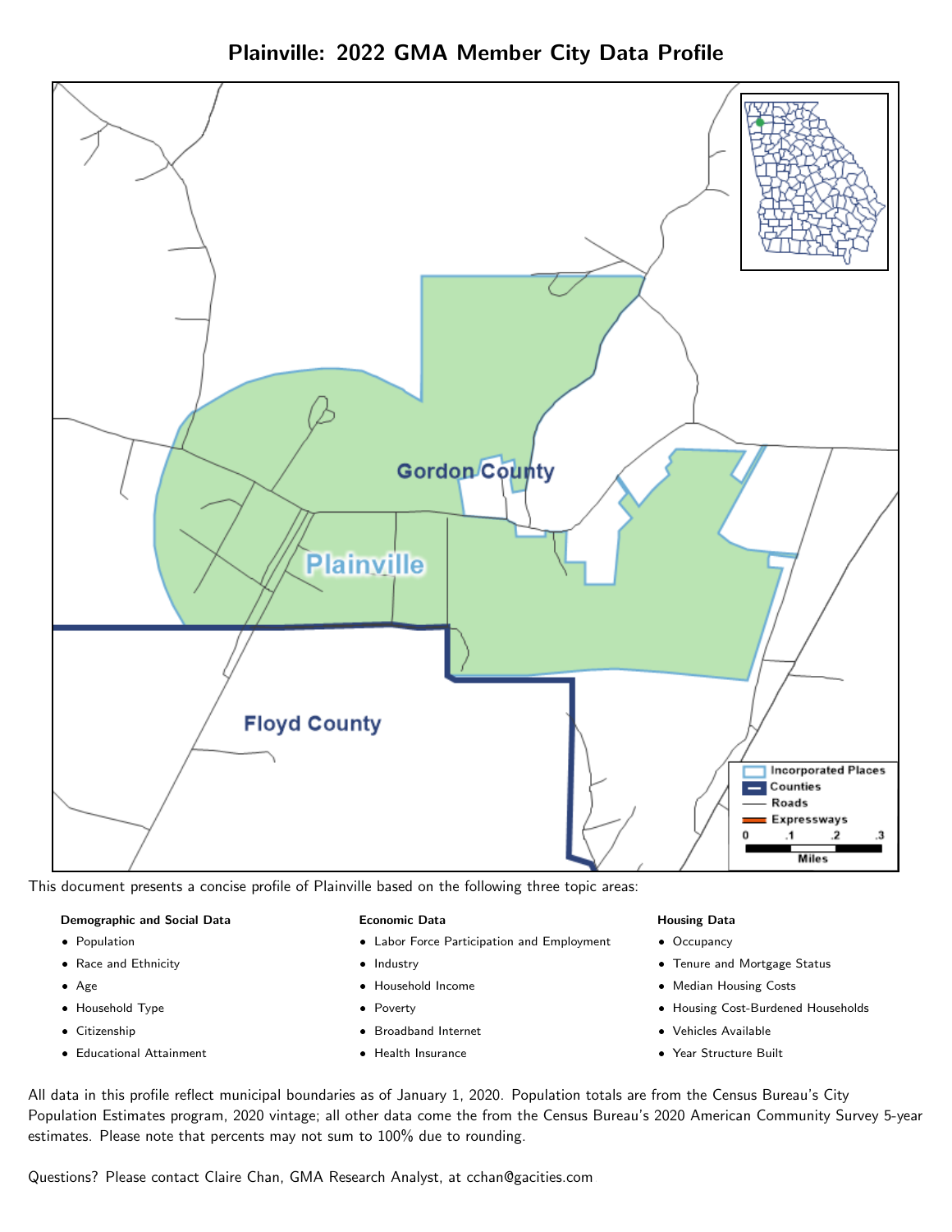# Plainville: 2022 GMA Member City Data Profile

This document presents a concise profile of Plainville based on the following three topic areas:

**Demographic and Social Data**

- Population
- Race and Ethnicity
- Age
- Household Type
- Citizenship
- Educational Attainment

**Economic Data**

- Labor Force Participation and Employment
- Industry
- Household Income
- Poverty
- Broadband Internet
- Health Insurance

**Housing Data**

- Occupancy
- Tenure and Mortgage Status
- Median Housing Costs
- Housing Cost-Burdened Households
- Vehicles Available
- Year Structure Built

All data in this profile reflect municipal boundaries as of January 1, 2020. Population totals are from the Census Bureau's City Population Estimates program, 2020 vintage; all other data come the from the Census Bureau's 2020 American Community Survey 5-year estimates. Please note that percents may not sum to 100% due to rounding.

Questions? Please contact Claire Chan, GMA Research Analyst, at cchan@gacities.com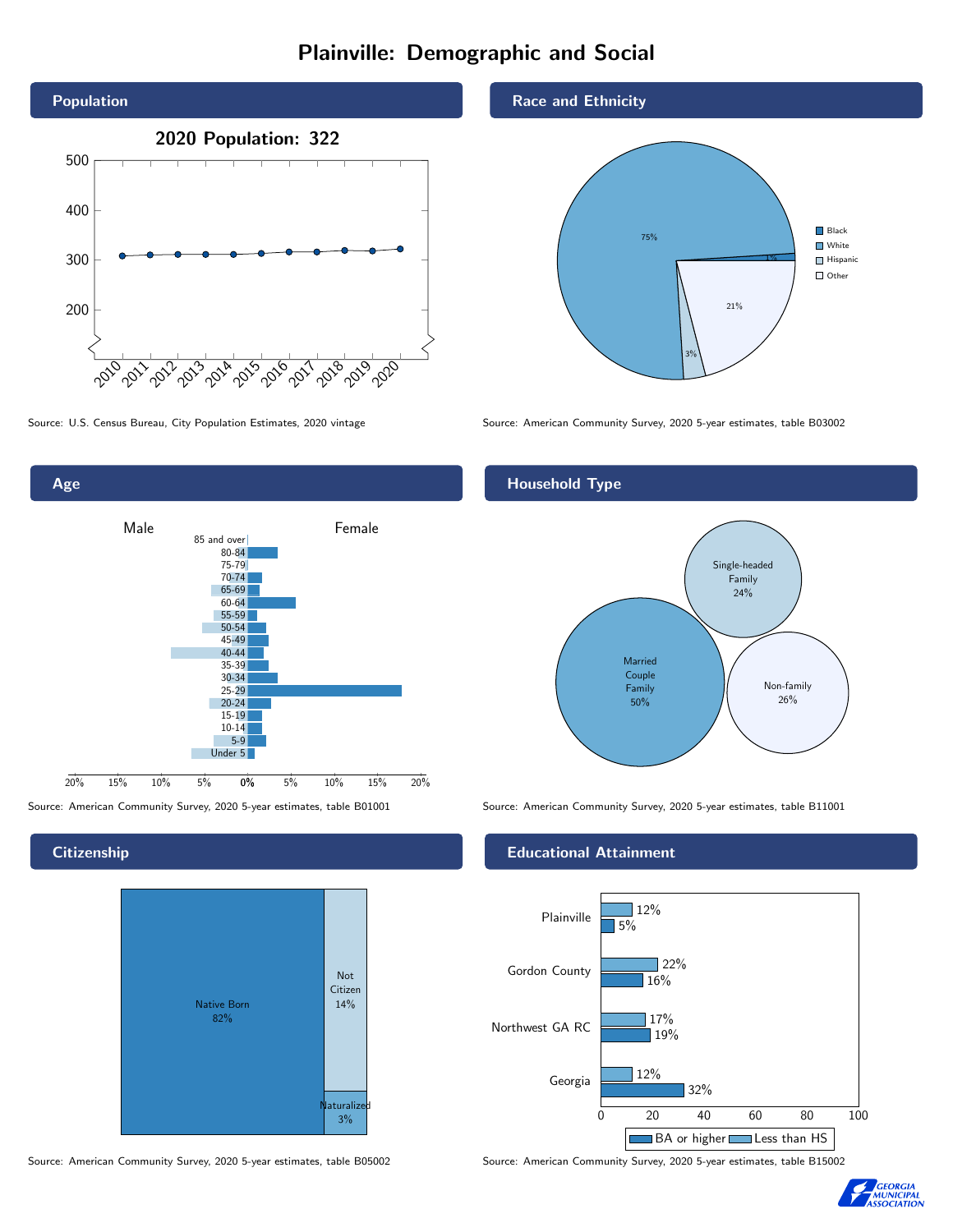# Plainville: Demographic and Social

## Population

**2020 Population: 322**

Source: U.S. Census Bureau, City Population Estimates, 2020 vintage

## Race and Ethnicity

| Group | Percent |
| --- | --- |
| Black | 1% |
| White | 75% |
| Hispanic | 3% |
| Other | 21% |

Source: American Community Survey, 2020 5-year estimates, table B03002

## Age

Male / Female

Source: American Community Survey, 2020 5-year estimates, table B01001

## Household Type

| Type | Percent |
| --- | --- |
| Married Couple Family | 50% |
| Single-headed Family | 24% |
| Non-family | 26% |

Source: American Community Survey, 2020 5-year estimates, table B11001

## Citizenship

| Status | Percent |
| --- | --- |
| Native Born | 82% |
| Not Citizen | 14% |
| Naturalized | 3% |

Source: American Community Survey, 2020 5-year estimates, table B05002

## Educational Attainment

| Area | Less than HS | BA or higher |
| --- | --- | --- |
| Plainville | 12% | 5% |
| Gordon County | 22% | 16% |
| Northwest GA RC | 17% | 19% |
| Georgia | 12% | 32% |

Source: American Community Survey, 2020 5-year estimates, table B15002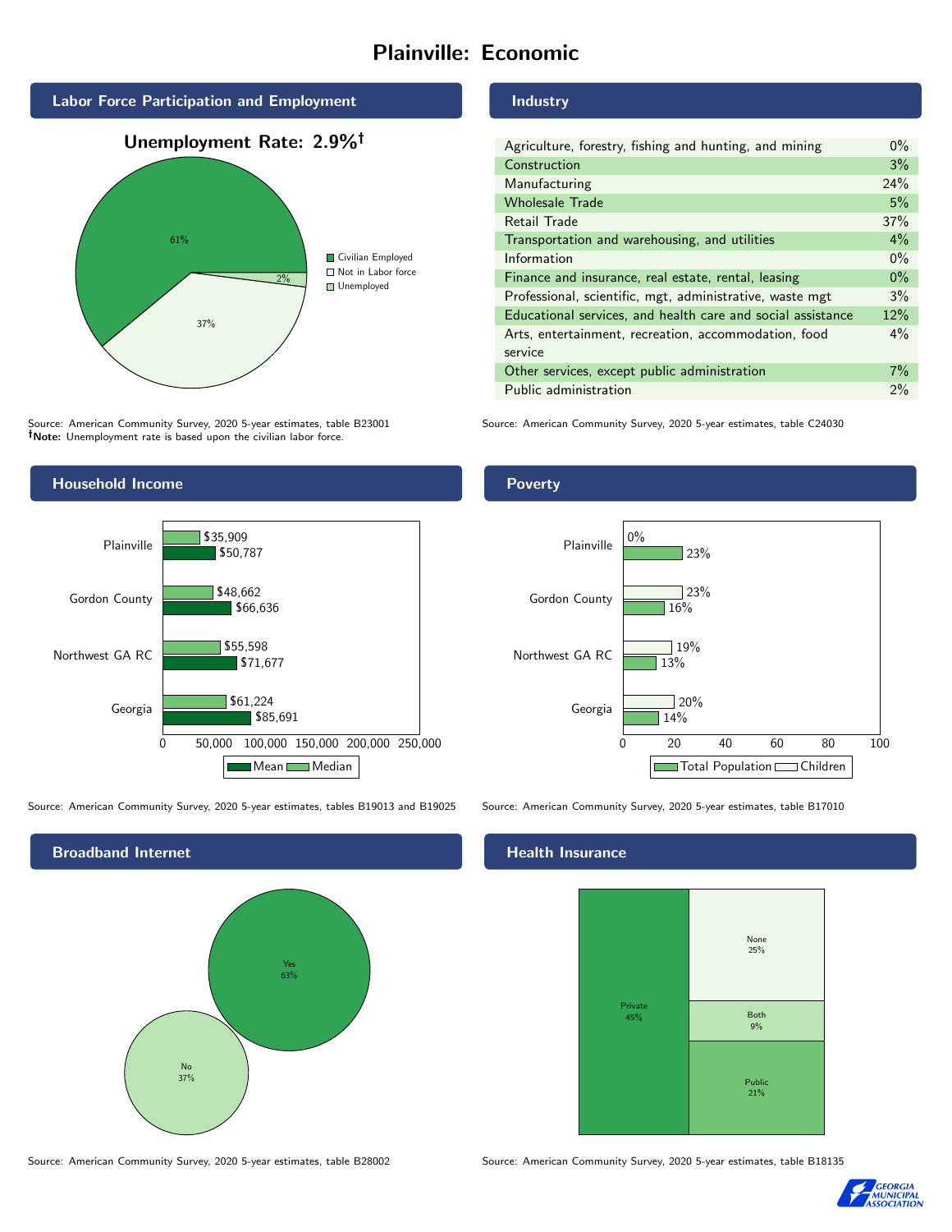# Plainville: Economic

## Labor Force Participation and Employment

**Unemployment Rate: 2.9%†**

| Category | Percent |
|---|---|
| Civilian Employed | 61% |
| Not in Labor force | 37% |
| Unemployed | 2% |

Source: American Community Survey, 2020 5-year estimates, table B23001
**†Note:** Unemployment rate is based upon the civilian labor force.

## Industry

| Industry | Percent |
|---|---|
| Agriculture, forestry, fishing and hunting, and mining | 0% |
| Construction | 3% |
| Manufacturing | 24% |
| Wholesale Trade | 5% |
| Retail Trade | 37% |
| Transportation and warehousing, and utilities | 4% |
| Information | 0% |
| Finance and insurance, real estate, rental, leasing | 0% |
| Professional, scientific, mgt, administrative, waste mgt | 3% |
| Educational services, and health care and social assistance | 12% |
| Arts, entertainment, recreation, accommodation, food service | 4% |
| Other services, except public administration | 7% |
| Public administration | 2% |

Source: American Community Survey, 2020 5-year estimates, table C24030

## Household Income

| Area | Median | Mean |
|---|---|---|
| Plainville | $35,909 | $50,787 |
| Gordon County | $48,662 | $66,636 |
| Northwest GA RC | $55,598 | $71,677 |
| Georgia | $61,224 | $85,691 |

Source: American Community Survey, 2020 5-year estimates, tables B19013 and B19025

## Poverty

| Area | Children | Total Population |
|---|---|---|
| Plainville | 0% | 23% |
| Gordon County | 23% | 16% |
| Northwest GA RC | 19% | 13% |
| Georgia | 20% | 14% |

Source: American Community Survey, 2020 5-year estimates, table B17010

## Broadband Internet

| Response | Percent |
|---|---|
| Yes | 63% |
| No | 37% |

Source: American Community Survey, 2020 5-year estimates, table B28002

## Health Insurance

| Type | Percent |
|---|---|
| Private | 45% |
| None | 25% |
| Both | 9% |
| Public | 21% |

Source: American Community Survey, 2020 5-year estimates, table B18135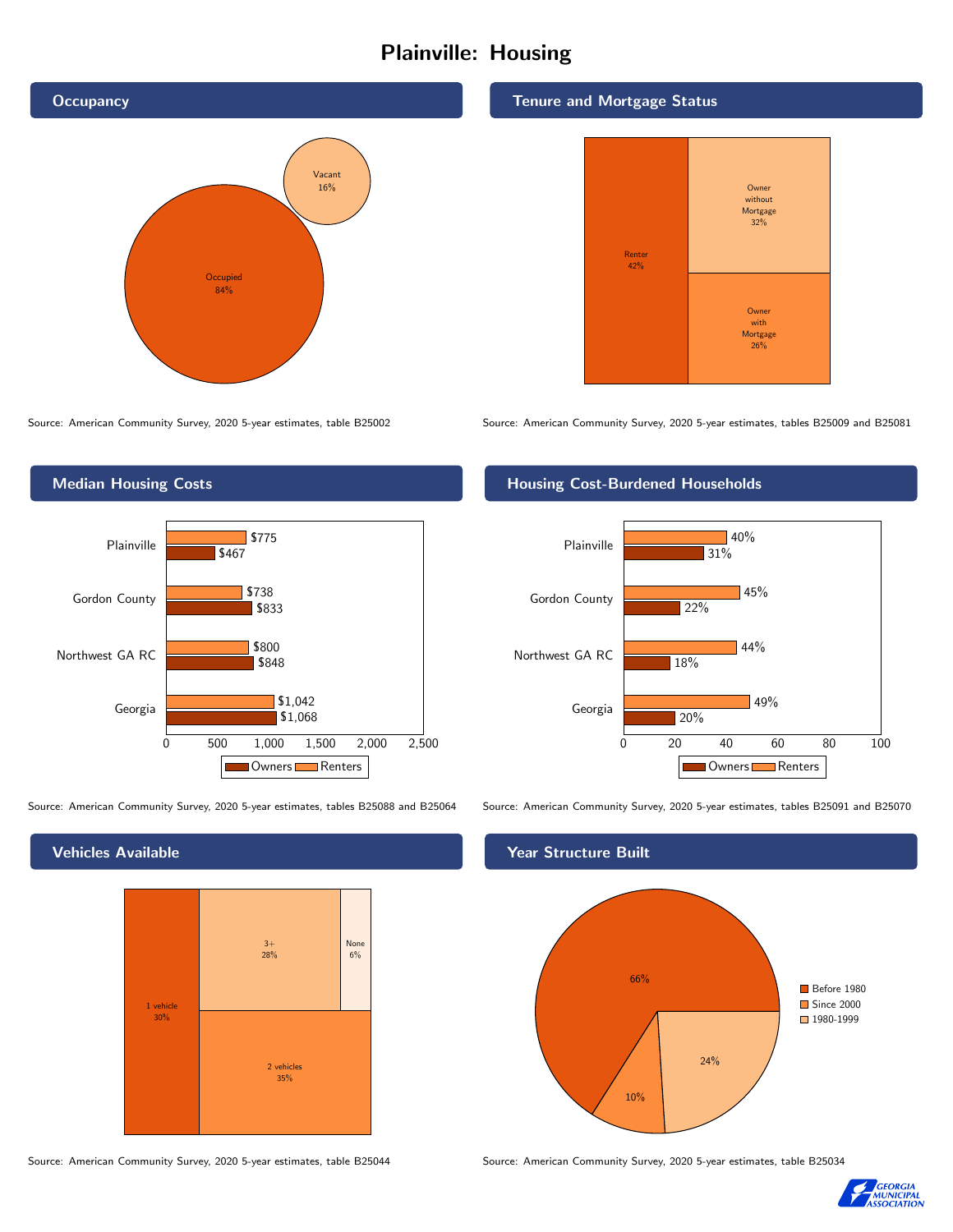# Plainville: Housing

## Occupancy

Vacant
16%

Occupied
84%

Source: American Community Survey, 2020 5-year estimates, table B25002

## Tenure and Mortgage Status

Renter
42%

Owner
without
Mortgage
32%

Owner
with
Mortgage
26%

Source: American Community Survey, 2020 5-year estimates, tables B25009 and B25081

## Median Housing Costs

Plainville
$775
$467

Gordon County
$738
$833

Northwest GA RC
$800
$848

Georgia
$1,042
$1,068

0 500 1,000 1,500 2,000 2,500

Owners Renters

Source: American Community Survey, 2020 5-year estimates, tables B25088 and B25064

## Housing Cost-Burdened Households

Plainville
40%
31%

Gordon County
45%
22%

Northwest GA RC
44%
18%

Georgia
49%
20%

0 20 40 60 80 100

Owners Renters

Source: American Community Survey, 2020 5-year estimates, tables B25091 and B25070

## Vehicles Available

1 vehicle
30%

3+
28%

None
6%

2 vehicles
35%

Source: American Community Survey, 2020 5-year estimates, table B25044

## Year Structure Built

66%

10%

24%

Before 1980
Since 2000
1980-1999

Source: American Community Survey, 2020 5-year estimates, table B25034

GEORGIA MUNICIPAL ASSOCIATION